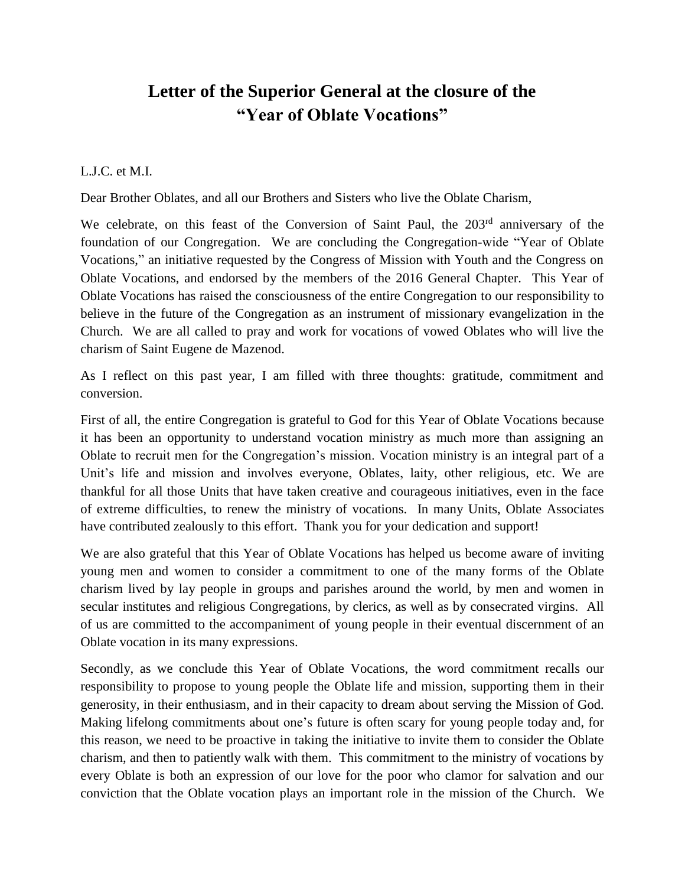# Letter of the Superior General at the closure of the "Year of Oblate Vocations"

L.J.C. et M.I.

Dear Brother Oblates, and all our Brothers and Sisters who live the Oblate Charism,

We celebrate, on this feast of the Conversion of Saint Paul, the 203rd anniversary of the foundation of our Congregation. We are concluding the Congregation-wide "Year of Oblate Vocations," an initiative requested by the Congress of Mission with Youth and the Congress on Oblate Vocations, and endorsed by the members of the 2016 General Chapter. This Year of Oblate Vocations has raised the consciousness of the entire Congregation to our responsibility to believe in the future of the Congregation as an instrument of missionary evangelization in the Church. We are all called to pray and work for vocations of vowed Oblates who will live the charism of Saint Eugene de Mazenod.

As I reflect on this past year, I am filled with three thoughts: gratitude, commitment and conversion.

First of all, the entire Congregation is grateful to God for this Year of Oblate Vocations because it has been an opportunity to understand vocation ministry as much more than assigning an Oblate to recruit men for the Congregation's mission. Vocation ministry is an integral part of a Unit's life and mission and involves everyone, Oblates, laity, other religious, etc. We are thankful for all those Units that have taken creative and courageous initiatives, even in the face of extreme difficulties, to renew the ministry of vocations. In many Units, Oblate Associates have contributed zealously to this effort. Thank you for your dedication and support!

We are also grateful that this Year of Oblate Vocations has helped us become aware of inviting young men and women to consider a commitment to one of the many forms of the Oblate charism lived by lay people in groups and parishes around the world, by men and women in secular institutes and religious Congregations, by clerics, as well as by consecrated virgins. All of us are committed to the accompaniment of young people in their eventual discernment of an Oblate vocation in its many expressions.

Secondly, as we conclude this Year of Oblate Vocations, the word commitment recalls our responsibility to propose to young people the Oblate life and mission, supporting them in their generosity, in their enthusiasm, and in their capacity to dream about serving the Mission of God. Making lifelong commitments about one's future is often scary for young people today and, for this reason, we need to be proactive in taking the initiative to invite them to consider the Oblate charism, and then to patiently walk with them. This commitment to the ministry of vocations by every Oblate is both an expression of our love for the poor who clamor for salvation and our conviction that the Oblate vocation plays an important role in the mission of the Church. We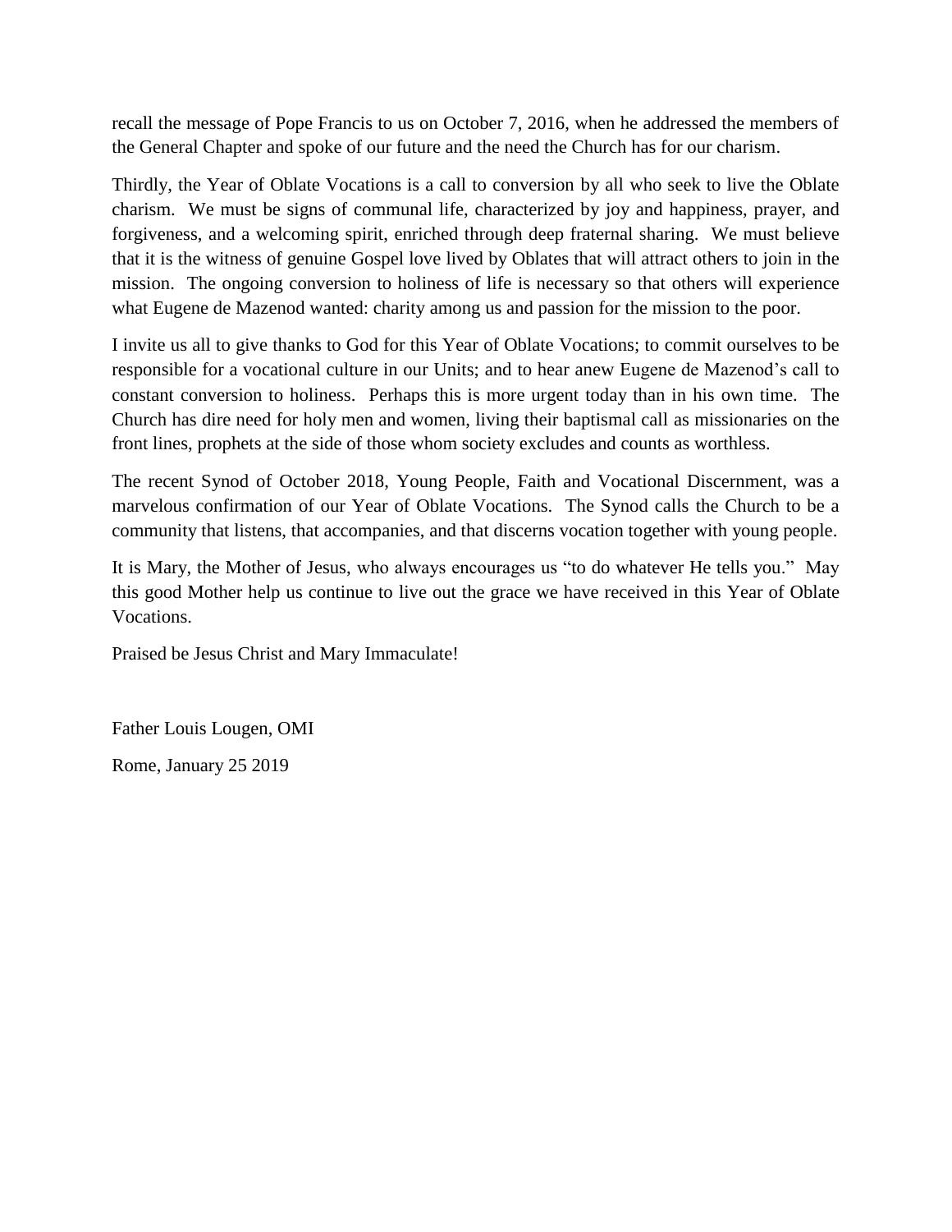recall the message of Pope Francis to us on October 7, 2016, when he addressed the members of the General Chapter and spoke of our future and the need the Church has for our charism.

Thirdly, the Year of Oblate Vocations is a call to conversion by all who seek to live the Oblate charism. We must be signs of communal life, characterized by joy and happiness, prayer, and forgiveness, and a welcoming spirit, enriched through deep fraternal sharing. We must believe that it is the witness of genuine Gospel love lived by Oblates that will attract others to join in the mission. The ongoing conversion to holiness of life is necessary so that others will experience what Eugene de Mazenod wanted: charity among us and passion for the mission to the poor.

I invite us all to give thanks to God for this Year of Oblate Vocations; to commit ourselves to be responsible for a vocational culture in our Units; and to hear anew Eugene de Mazenod's call to constant conversion to holiness. Perhaps this is more urgent today than in his own time. The Church has dire need for holy men and women, living their baptismal call as missionaries on the front lines, prophets at the side of those whom society excludes and counts as worthless.

The recent Synod of October 2018, Young People, Faith and Vocational Discernment, was a marvelous confirmation of our Year of Oblate Vocations. The Synod calls the Church to be a community that listens, that accompanies, and that discerns vocation together with young people.

It is Mary, the Mother of Jesus, who always encourages us "to do whatever He tells you." May this good Mother help us continue to live out the grace we have received in this Year of Oblate Vocations.

Praised be Jesus Christ and Mary Immaculate!

Father Louis Lougen, OMI

Rome, January 25 2019